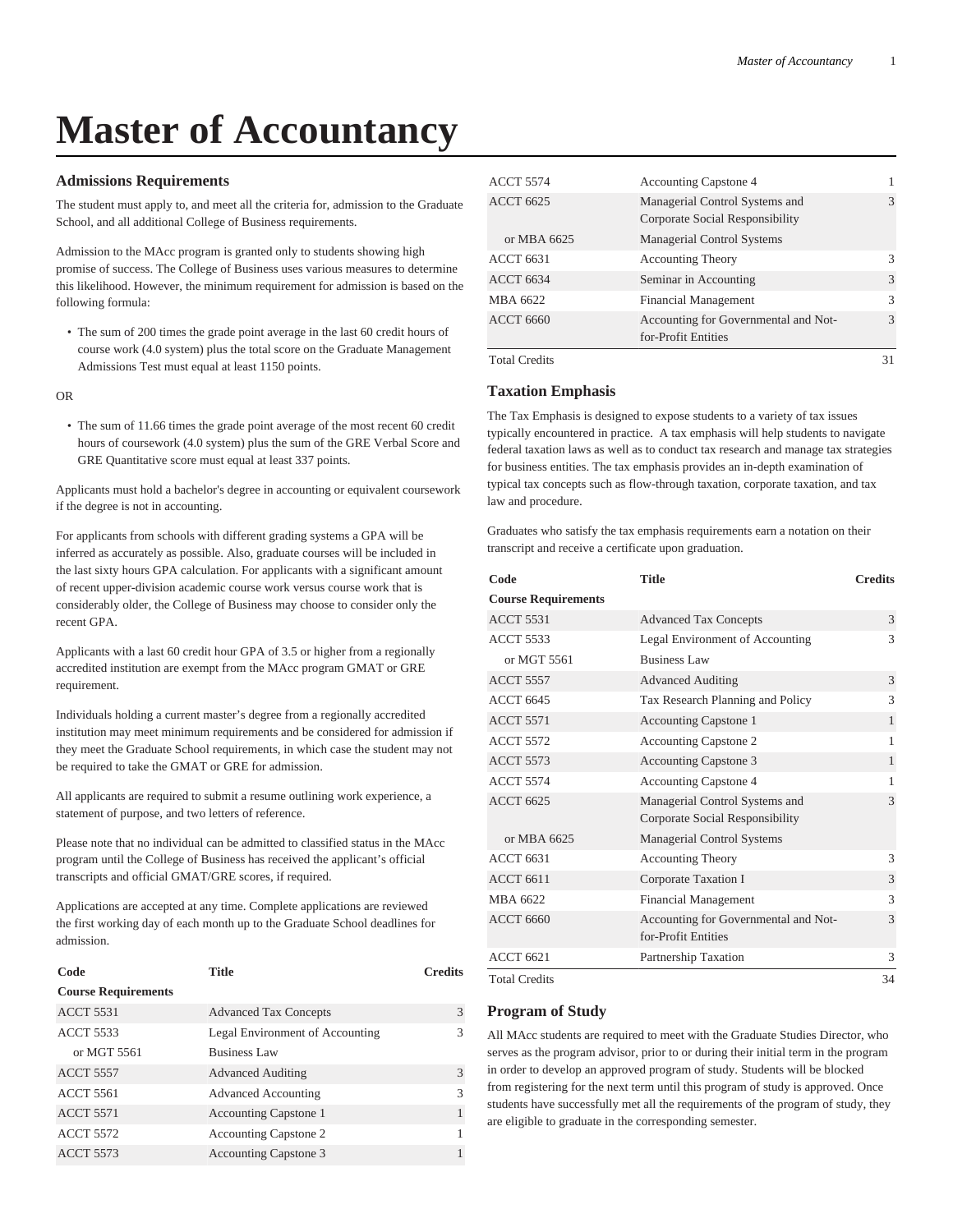# Master of Accountancy

### Admissions Requirements

The student must apply to, and meet all the criteria for, admission to the Graduate School, and all additional College of Business requirements.

Admission to the MAcc program is granted only to students showing high promise of success. The College of Business uses various measures to determine this likelihood. However, the minimum requirement for admission is based on the following formula:

- The sum of 200 times the grade point average in the last 60 credit hours of course work (4.0 system) plus the total score on the Graduate Management Admissions Test must equal at least 1150 points.

OR

- The sum of 11.66 times the grade point average of the most recent 60 credit hours of coursework (4.0 system) plus the sum of the GRE Verbal Score and GRE Quantitative score must equal at least 337 points.

Applicants must hold a bachelor's degree in accounting or equivalent coursework if the degree is not in accounting.

For applicants from schools with different grading systems a GPA will be inferred as accurately as possible. Also, graduate courses will be included in the last sixty hours GPA calculation. For applicants with a significant amount of recent upper-division academic course work versus course work that is considerably older, the College of Business may choose to consider only the recent GPA.

Applicants with a last 60 credit hour GPA of 3.5 or higher from a regionally accredited institution are exempt from the MAcc program GMAT or GRE requirement.

Individuals holding a current master's degree from a regionally accredited institution may meet minimum requirements and be considered for admission if they meet the Graduate School requirements, in which case the student may not be required to take the GMAT or GRE for admission.

All applicants are required to submit a resume outlining work experience, a statement of purpose, and two letters of reference.

Please note that no individual can be admitted to classified status in the MAcc program until the College of Business has received the applicant's official transcripts and official GMAT/GRE scores, if required.

Applications are accepted at any time. Complete applications are reviewed the first working day of each month up to the Graduate School deadlines for admission.

| Code | Title | Credits |
|---|---|---|
| **Course Requirements** | | |
| ACCT 5531 | Advanced Tax Concepts | 3 |
| ACCT 5533 | Legal Environment of Accounting | 3 |
| or MGT 5561 | Business Law | |
| ACCT 5557 | Advanced Auditing | 3 |
| ACCT 5561 | Advanced Accounting | 3 |
| ACCT 5571 | Accounting Capstone 1 | 1 |
| ACCT 5572 | Accounting Capstone 2 | 1 |
| ACCT 5573 | Accounting Capstone 3 | 1 |
| ACCT 5574 | Accounting Capstone 4 | 1 |
| ACCT 6625 | Managerial Control Systems and Corporate Social Responsibility | 3 |
| or MBA 6625 | Managerial Control Systems | |
| ACCT 6631 | Accounting Theory | 3 |
| ACCT 6634 | Seminar in Accounting | 3 |
| MBA 6622 | Financial Management | 3 |
| ACCT 6660 | Accounting for Governmental and Not-for-Profit Entities | 3 |
| Total Credits | | 31 |

### Taxation Emphasis

The Tax Emphasis is designed to expose students to a variety of tax issues typically encountered in practice. A tax emphasis will help students to navigate federal taxation laws as well as to conduct tax research and manage tax strategies for business entities. The tax emphasis provides an in-depth examination of typical tax concepts such as flow-through taxation, corporate taxation, and tax law and procedure.

Graduates who satisfy the tax emphasis requirements earn a notation on their transcript and receive a certificate upon graduation.

| Code | Title | Credits |
|---|---|---|
| **Course Requirements** | | |
| ACCT 5531 | Advanced Tax Concepts | 3 |
| ACCT 5533 | Legal Environment of Accounting | 3 |
| or MGT 5561 | Business Law | |
| ACCT 5557 | Advanced Auditing | 3 |
| ACCT 6645 | Tax Research Planning and Policy | 3 |
| ACCT 5571 | Accounting Capstone 1 | 1 |
| ACCT 5572 | Accounting Capstone 2 | 1 |
| ACCT 5573 | Accounting Capstone 3 | 1 |
| ACCT 5574 | Accounting Capstone 4 | 1 |
| ACCT 6625 | Managerial Control Systems and Corporate Social Responsibility | 3 |
| or MBA 6625 | Managerial Control Systems | |
| ACCT 6631 | Accounting Theory | 3 |
| ACCT 6611 | Corporate Taxation I | 3 |
| MBA 6622 | Financial Management | 3 |
| ACCT 6660 | Accounting for Governmental and Not-for-Profit Entities | 3 |
| ACCT 6621 | Partnership Taxation | 3 |
| Total Credits | | 34 |

### Program of Study

All MAcc students are required to meet with the Graduate Studies Director, who serves as the program advisor, prior to or during their initial term in the program in order to develop an approved program of study. Students will be blocked from registering for the next term until this program of study is approved. Once students have successfully met all the requirements of the program of study, they are eligible to graduate in the corresponding semester.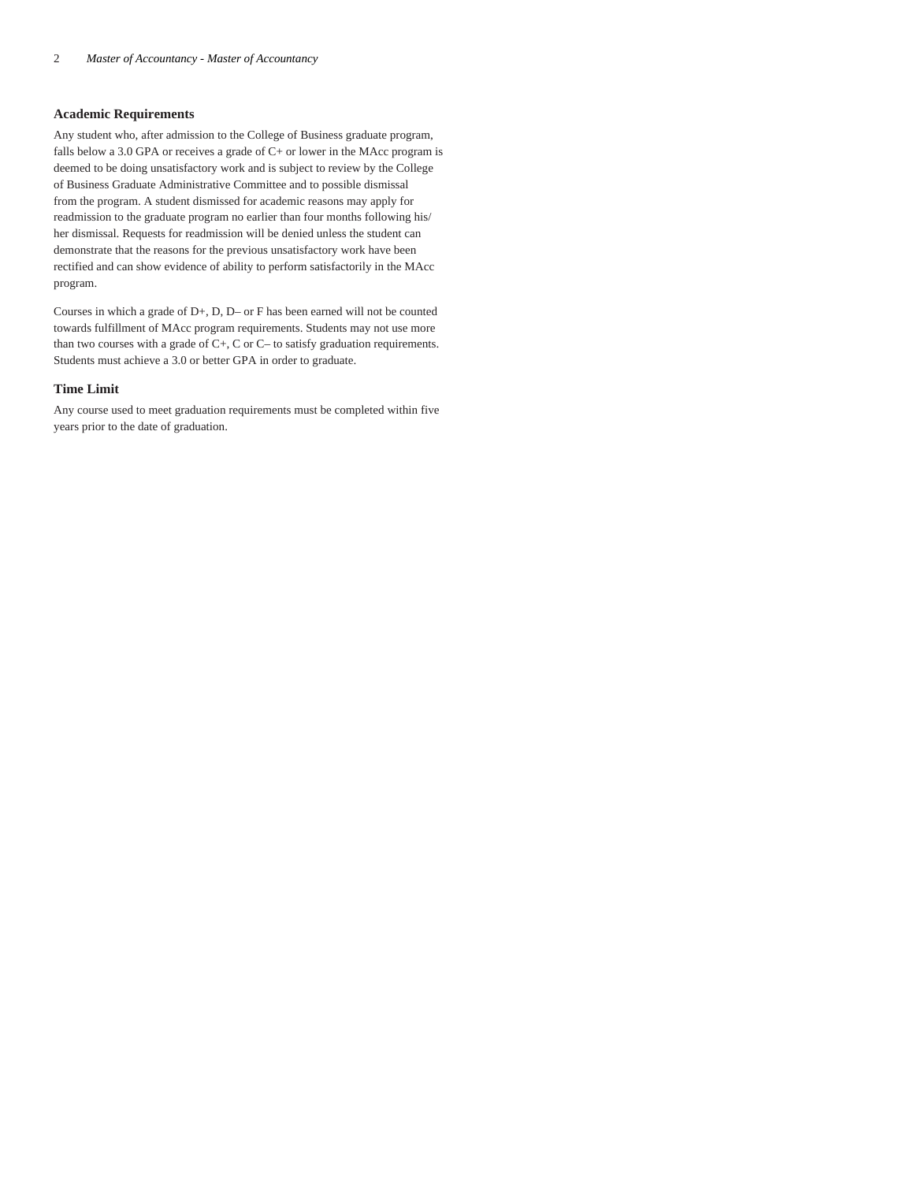## Academic Requirements

Any student who, after admission to the College of Business graduate program, falls below a 3.0 GPA or receives a grade of C+ or lower in the MAcc program is deemed to be doing unsatisfactory work and is subject to review by the College of Business Graduate Administrative Committee and to possible dismissal from the program. A student dismissed for academic reasons may apply for readmission to the graduate program no earlier than four months following his/her dismissal. Requests for readmission will be denied unless the student can demonstrate that the reasons for the previous unsatisfactory work have been rectified and can show evidence of ability to perform satisfactorily in the MAcc program.

Courses in which a grade of D+, D, D– or F has been earned will not be counted towards fulfillment of MAcc program requirements. Students may not use more than two courses with a grade of C+, C or C– to satisfy graduation requirements. Students must achieve a 3.0 or better GPA in order to graduate.

## Time Limit

Any course used to meet graduation requirements must be completed within five years prior to the date of graduation.